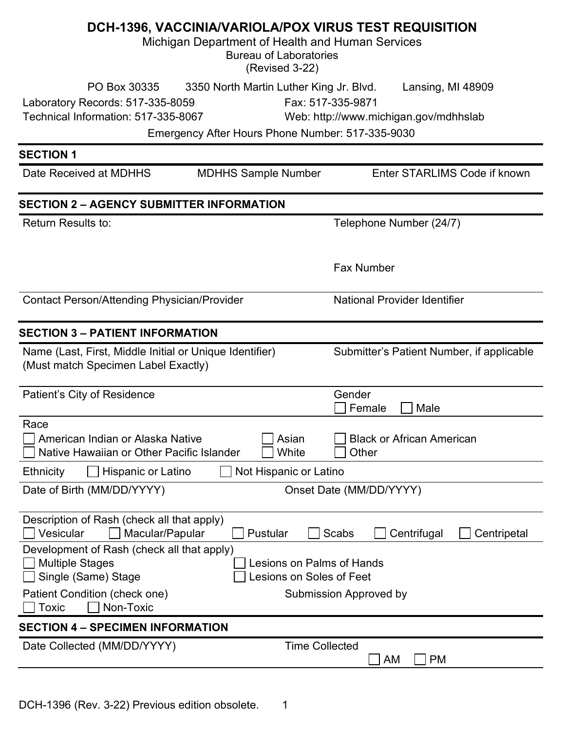# DCH-1396, VACCINIA/VARIOLA/POX VIRUS TEST REQUISITION

Michigan Department of Health and Human Services
Bureau of Laboratories
(Revised 3-22)

PO Box 30335 | 3350 North Martin Luther King Jr. Blvd. | Lansing, MI 48909

Laboratory Records: 517-335-8059 | Fax: 517-335-9871
Technical Information: 517-335-8067 | Web: http://www.michigan.gov/mdhhslab

Emergency After Hours Phone Number: 517-335-9030

## SECTION 1

Date Received at MDHHS | MDHHS Sample Number | Enter STARLIMS Code if known

## SECTION 2 – AGENCY SUBMITTER INFORMATION

Return Results to:

Telephone Number (24/7)

Fax Number

Contact Person/Attending Physician/Provider

National Provider Identifier

## SECTION 3 – PATIENT INFORMATION

Name (Last, First, Middle Initial or Unique Identifier)
(Must match Specimen Label Exactly)

Submitter's Patient Number, if applicable

Patient's City of Residence

Gender
☐ Female ☐ Male

Race
☐ American Indian or Alaska Native ☐ Asian ☐ Black or African American
☐ Native Hawaiian or Other Pacific Islander ☐ White ☐ Other

Ethnicity ☐ Hispanic or Latino ☐ Not Hispanic or Latino

Date of Birth (MM/DD/YYYY)

Onset Date (MM/DD/YYYY)

Description of Rash (check all that apply)
☐ Vesicular ☐ Macular/Papular ☐ Pustular ☐ Scabs ☐ Centrifugal ☐ Centripetal

Development of Rash (check all that apply)
☐ Multiple Stages ☐ Lesions on Palms of Hands
☐ Single (Same) Stage ☐ Lesions on Soles of Feet

Patient Condition (check one)
☐ Toxic ☐ Non-Toxic

Submission Approved by

## SECTION 4 – SPECIMEN INFORMATION

Date Collected (MM/DD/YYYY)

Time Collected
☐ AM ☐ PM

DCH-1396 (Rev. 3-22) Previous edition obsolete.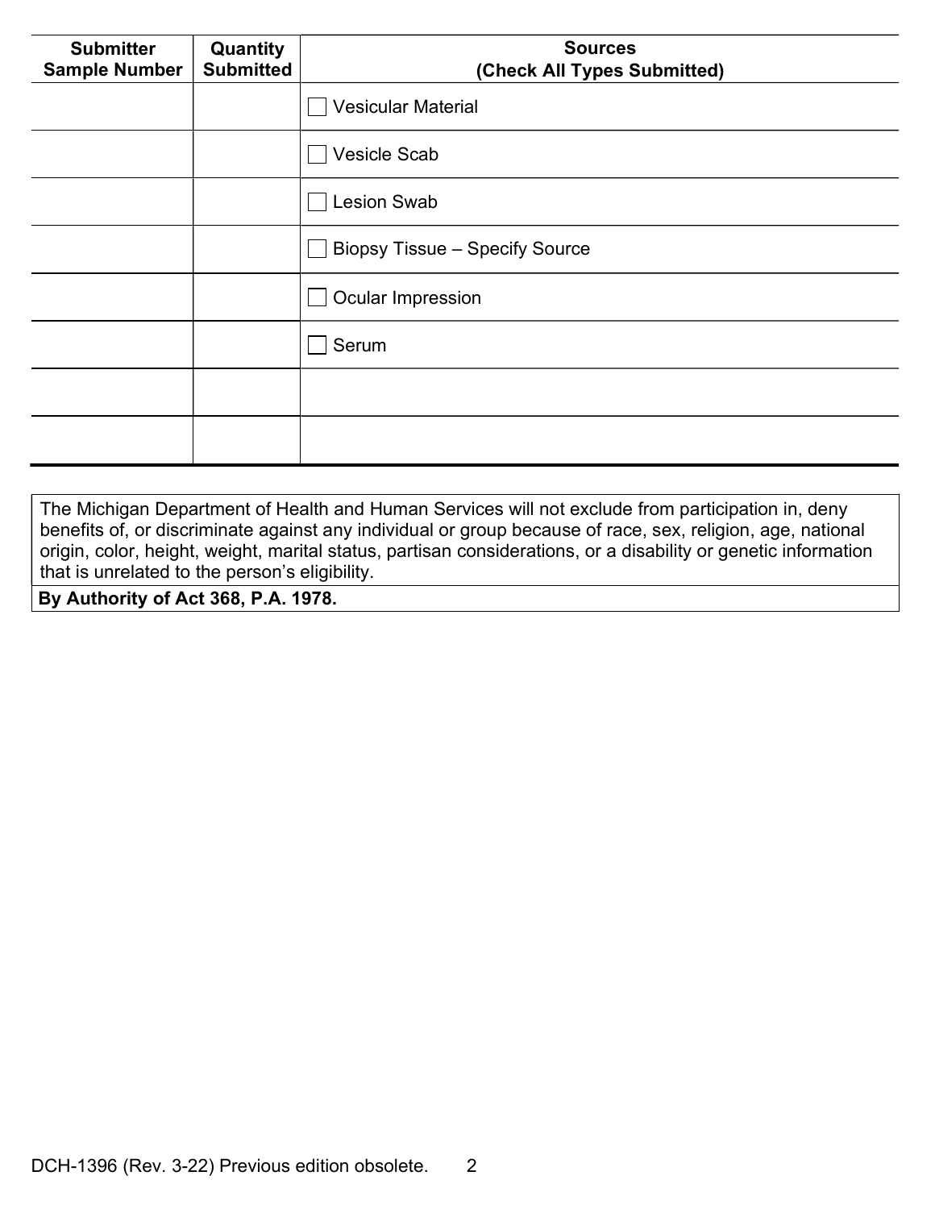| Submitter Sample Number | Quantity Submitted | Sources (Check All Types Submitted) |
|---|---|---|
| | | ☐ Vesicular Material |
| | | ☐ Vesicle Scab |
| | | ☐ Lesion Swab |
| | | ☐ Biopsy Tissue – Specify Source |
| | | ☐ Ocular Impression |
| | | ☐ Serum |
| | | |
| | | |

The Michigan Department of Health and Human Services will not exclude from participation in, deny benefits of, or discriminate against any individual or group because of race, sex, religion, age, national origin, color, height, weight, marital status, partisan considerations, or a disability or genetic information that is unrelated to the person's eligibility.

**By Authority of Act 368, P.A. 1978.**

DCH-1396 (Rev. 3-22) Previous edition obsolete.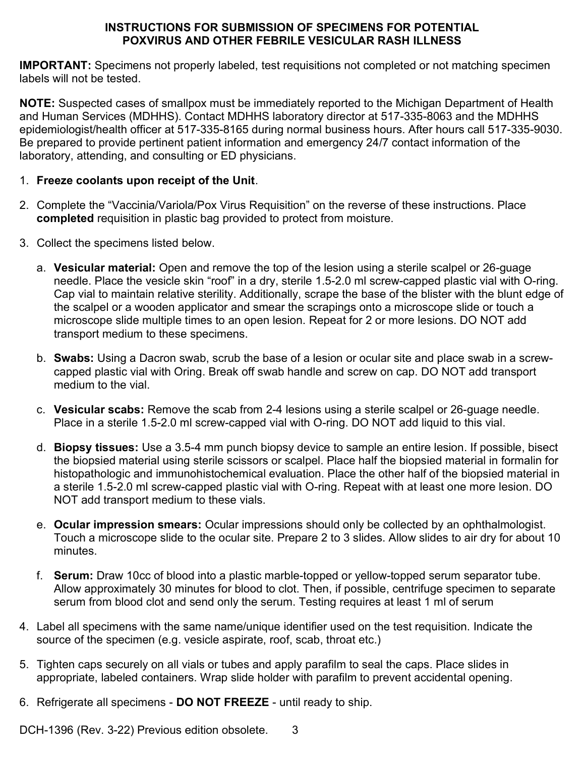# INSTRUCTIONS FOR SUBMISSION OF SPECIMENS FOR POTENTIAL POXVIRUS AND OTHER FEBRILE VESICULAR RASH ILLNESS

**IMPORTANT:** Specimens not properly labeled, test requisitions not completed or not matching specimen labels will not be tested.

**NOTE:** Suspected cases of smallpox must be immediately reported to the Michigan Department of Health and Human Services (MDHHS). Contact MDHHS laboratory director at 517-335-8063 and the MDHHS epidemiologist/health officer at 517-335-8165 during normal business hours. After hours call 517-335-9030. Be prepared to provide pertinent patient information and emergency 24/7 contact information of the laboratory, attending, and consulting or ED physicians.

1. **Freeze coolants upon receipt of the Unit**.
2. Complete the "Vaccinia/Variola/Pox Virus Requisition" on the reverse of these instructions. Place **completed** requisition in plastic bag provided to protect from moisture.
3. Collect the specimens listed below.
   a. **Vesicular material:** Open and remove the top of the lesion using a sterile scalpel or 26-guage needle. Place the vesicle skin "roof" in a dry, sterile 1.5-2.0 ml screw-capped plastic vial with O-ring. Cap vial to maintain relative sterility. Additionally, scrape the base of the blister with the blunt edge of the scalpel or a wooden applicator and smear the scrapings onto a microscope slide or touch a microscope slide multiple times to an open lesion. Repeat for 2 or more lesions. DO NOT add transport medium to these specimens.
   b. **Swabs:** Using a Dacron swab, scrub the base of a lesion or ocular site and place swab in a screw-capped plastic vial with Oring. Break off swab handle and screw on cap. DO NOT add transport medium to the vial.
   c. **Vesicular scabs:** Remove the scab from 2-4 lesions using a sterile scalpel or 26-guage needle. Place in a sterile 1.5-2.0 ml screw-capped vial with O-ring. DO NOT add liquid to this vial.
   d. **Biopsy tissues:** Use a 3.5-4 mm punch biopsy device to sample an entire lesion. If possible, bisect the biopsied material using sterile scissors or scalpel. Place half the biopsied material in formalin for histopathologic and immunohistochemical evaluation. Place the other half of the biopsied material in a sterile 1.5-2.0 ml screw-capped plastic vial with O-ring. Repeat with at least one more lesion. DO NOT add transport medium to these vials.
   e. **Ocular impression smears:** Ocular impressions should only be collected by an ophthalmologist. Touch a microscope slide to the ocular site. Prepare 2 to 3 slides. Allow slides to air dry for about 10 minutes.
   f. **Serum:** Draw 10cc of blood into a plastic marble-topped or yellow-topped serum separator tube. Allow approximately 30 minutes for blood to clot. Then, if possible, centrifuge specimen to separate serum from blood clot and send only the serum. Testing requires at least 1 ml of serum
4. Label all specimens with the same name/unique identifier used on the test requisition. Indicate the source of the specimen (e.g. vesicle aspirate, roof, scab, throat etc.)
5. Tighten caps securely on all vials or tubes and apply parafilm to seal the caps. Place slides in appropriate, labeled containers. Wrap slide holder with parafilm to prevent accidental opening.
6. Refrigerate all specimens - **DO NOT FREEZE** - until ready to ship.

DCH-1396 (Rev. 3-22) Previous edition obsolete.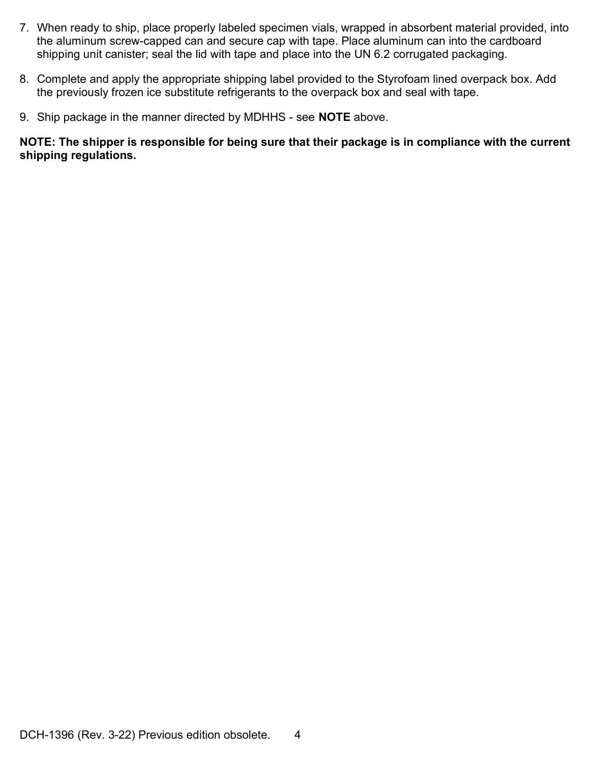7. When ready to ship, place properly labeled specimen vials, wrapped in absorbent material provided, into the aluminum screw-capped can and secure cap with tape. Place aluminum can into the cardboard shipping unit canister; seal the lid with tape and place into the UN 6.2 corrugated packaging.

8. Complete and apply the appropriate shipping label provided to the Styrofoam lined overpack box. Add the previously frozen ice substitute refrigerants to the overpack box and seal with tape.

9. Ship package in the manner directed by MDHHS - see **NOTE** above.

**NOTE: The shipper is responsible for being sure that their package is in compliance with the current shipping regulations.**